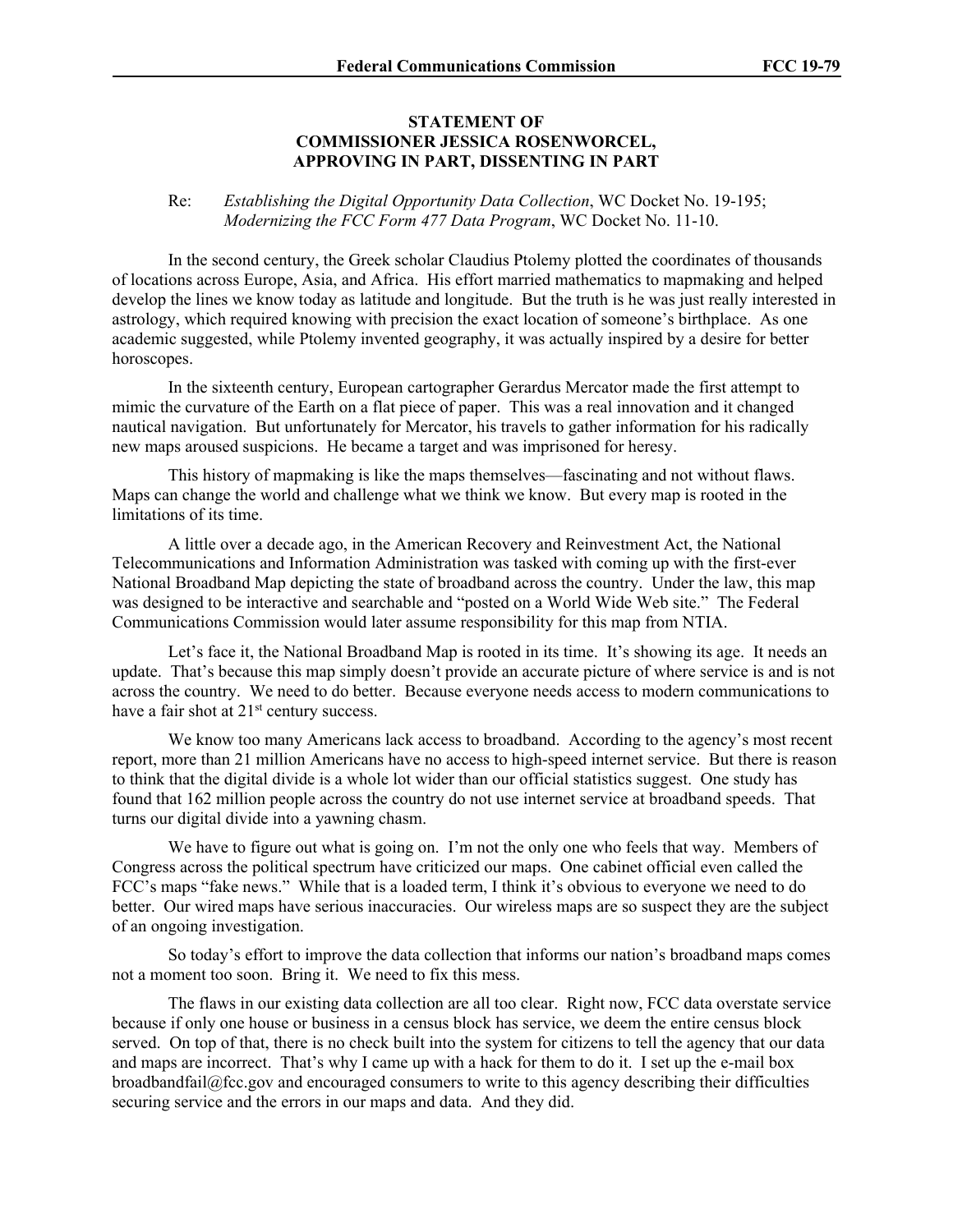**STATEMENT OF**
**COMMISSIONER JESSICA ROSENWORCEL,**
**APPROVING IN PART, DISSENTING IN PART**

Re: *Establishing the Digital Opportunity Data Collection*, WC Docket No. 19-195; *Modernizing the FCC Form 477 Data Program*, WC Docket No. 11-10.

In the second century, the Greek scholar Claudius Ptolemy plotted the coordinates of thousands of locations across Europe, Asia, and Africa. His effort married mathematics to mapmaking and helped develop the lines we know today as latitude and longitude. But the truth is he was just really interested in astrology, which required knowing with precision the exact location of someone's birthplace. As one academic suggested, while Ptolemy invented geography, it was actually inspired by a desire for better horoscopes.

In the sixteenth century, European cartographer Gerardus Mercator made the first attempt to mimic the curvature of the Earth on a flat piece of paper. This was a real innovation and it changed nautical navigation. But unfortunately for Mercator, his travels to gather information for his radically new maps aroused suspicions. He became a target and was imprisoned for heresy.

This history of mapmaking is like the maps themselves—fascinating and not without flaws. Maps can change the world and challenge what we think we know. But every map is rooted in the limitations of its time.

A little over a decade ago, in the American Recovery and Reinvestment Act, the National Telecommunications and Information Administration was tasked with coming up with the first-ever National Broadband Map depicting the state of broadband across the country. Under the law, this map was designed to be interactive and searchable and "posted on a World Wide Web site." The Federal Communications Commission would later assume responsibility for this map from NTIA.

Let's face it, the National Broadband Map is rooted in its time. It's showing its age. It needs an update. That's because this map simply doesn't provide an accurate picture of where service is and is not across the country. We need to do better. Because everyone needs access to modern communications to have a fair shot at 21st century success.

We know too many Americans lack access to broadband. According to the agency's most recent report, more than 21 million Americans have no access to high-speed internet service. But there is reason to think that the digital divide is a whole lot wider than our official statistics suggest. One study has found that 162 million people across the country do not use internet service at broadband speeds. That turns our digital divide into a yawning chasm.

We have to figure out what is going on. I'm not the only one who feels that way. Members of Congress across the political spectrum have criticized our maps. One cabinet official even called the FCC's maps "fake news." While that is a loaded term, I think it's obvious to everyone we need to do better. Our wired maps have serious inaccuracies. Our wireless maps are so suspect they are the subject of an ongoing investigation.

So today's effort to improve the data collection that informs our nation's broadband maps comes not a moment too soon. Bring it. We need to fix this mess.

The flaws in our existing data collection are all too clear. Right now, FCC data overstate service because if only one house or business in a census block has service, we deem the entire census block served. On top of that, there is no check built into the system for citizens to tell the agency that our data and maps are incorrect. That's why I came up with a hack for them to do it. I set up the e-mail box broadbandfail@fcc.gov and encouraged consumers to write to this agency describing their difficulties securing service and the errors in our maps and data. And they did.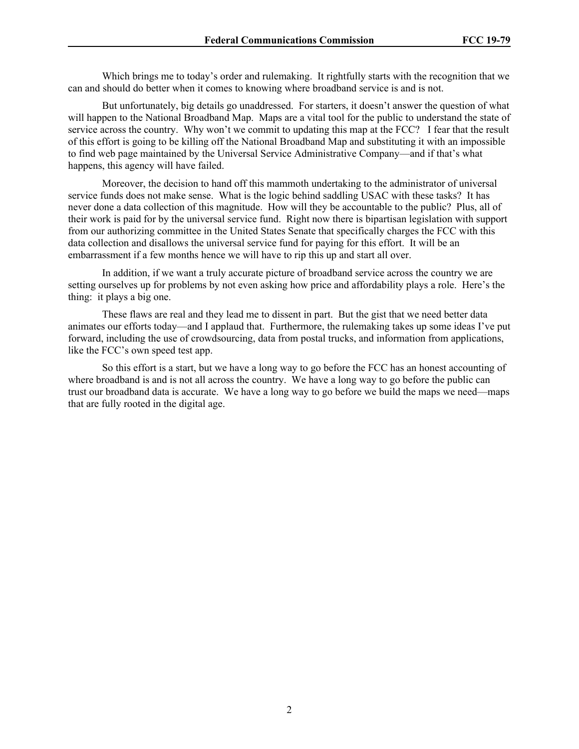Which brings me to today's order and rulemaking. It rightfully starts with the recognition that we can and should do better when it comes to knowing where broadband service is and is not.

But unfortunately, big details go unaddressed. For starters, it doesn't answer the question of what will happen to the National Broadband Map. Maps are a vital tool for the public to understand the state of service across the country. Why won't we commit to updating this map at the FCC? I fear that the result of this effort is going to be killing off the National Broadband Map and substituting it with an impossible to find web page maintained by the Universal Service Administrative Company—and if that's what happens, this agency will have failed.

Moreover, the decision to hand off this mammoth undertaking to the administrator of universal service funds does not make sense. What is the logic behind saddling USAC with these tasks? It has never done a data collection of this magnitude. How will they be accountable to the public? Plus, all of their work is paid for by the universal service fund. Right now there is bipartisan legislation with support from our authorizing committee in the United States Senate that specifically charges the FCC with this data collection and disallows the universal service fund for paying for this effort. It will be an embarrassment if a few months hence we will have to rip this up and start all over.

In addition, if we want a truly accurate picture of broadband service across the country we are setting ourselves up for problems by not even asking how price and affordability plays a role. Here's the thing: it plays a big one.

These flaws are real and they lead me to dissent in part. But the gist that we need better data animates our efforts today—and I applaud that. Furthermore, the rulemaking takes up some ideas I've put forward, including the use of crowdsourcing, data from postal trucks, and information from applications, like the FCC's own speed test app.

So this effort is a start, but we have a long way to go before the FCC has an honest accounting of where broadband is and is not all across the country. We have a long way to go before the public can trust our broadband data is accurate. We have a long way to go before we build the maps we need—maps that are fully rooted in the digital age.